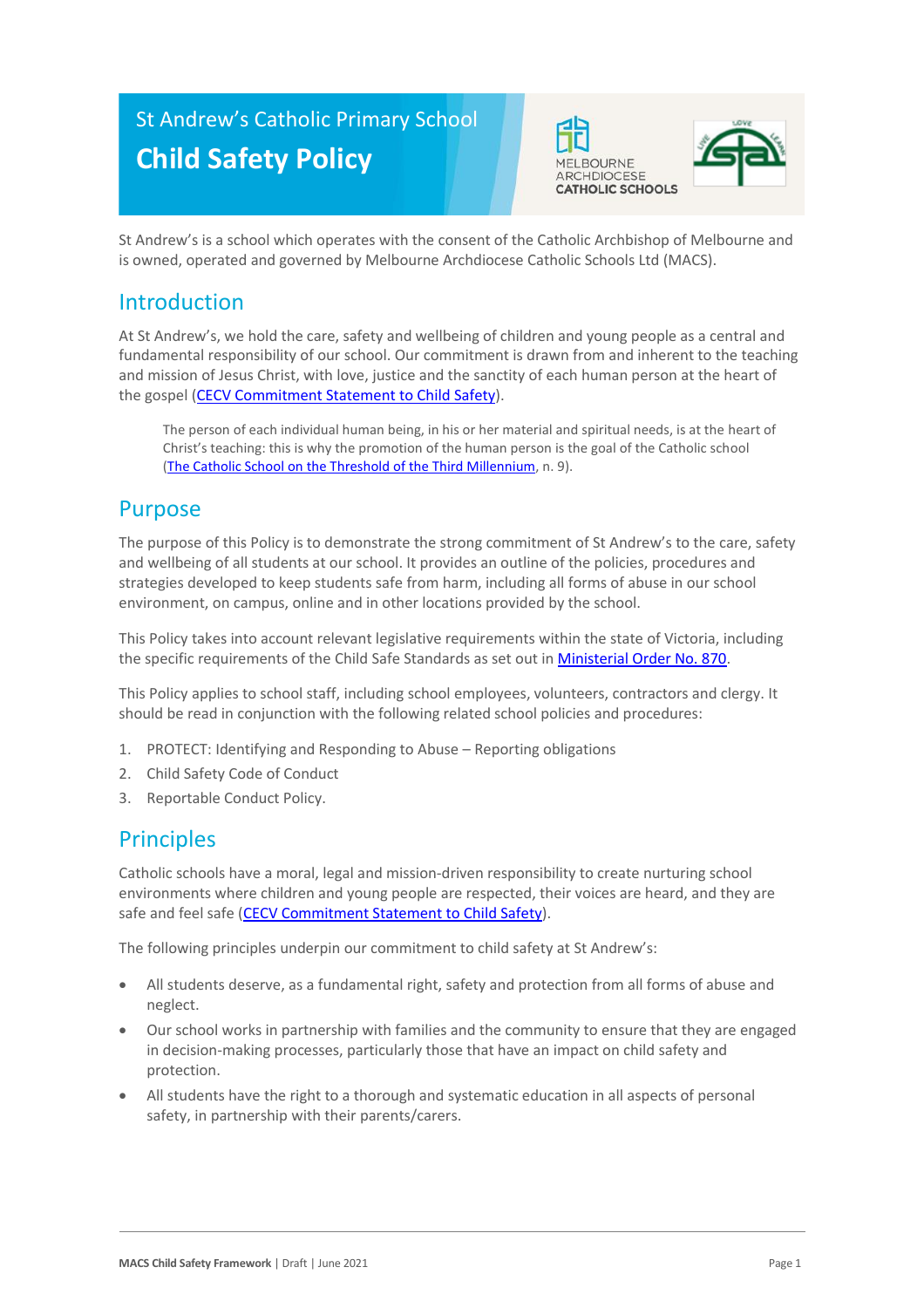St Andrew's Catholic Primary School

# Child Safety Policy

St Andrew's is a school which operates with the consent of the Catholic Archbishop of Melbourne and is owned, operated and governed by Melbourne Archdiocese Catholic Schools Ltd (MACS).

## Introduction

At St Andrew's, we hold the care, safety and wellbeing of children and young people as a central and fundamental responsibility of our school. Our commitment is drawn from and inherent to the teaching and mission of Jesus Christ, with love, justice and the sanctity of each human person at the heart of the gospel (CECV Commitment Statement to Child Safety).

> The person of each individual human being, in his or her material and spiritual needs, is at the heart of Christ's teaching: this is why the promotion of the human person is the goal of the Catholic school (The Catholic School on the Threshold of the Third Millennium, n. 9).

## Purpose

The purpose of this Policy is to demonstrate the strong commitment of St Andrew's to the care, safety and wellbeing of all students at our school. It provides an outline of the policies, procedures and strategies developed to keep students safe from harm, including all forms of abuse in our school environment, on campus, online and in other locations provided by the school.

This Policy takes into account relevant legislative requirements within the state of Victoria, including the specific requirements of the Child Safe Standards as set out in Ministerial Order No. 870.

This Policy applies to school staff, including school employees, volunteers, contractors and clergy. It should be read in conjunction with the following related school policies and procedures:

1. PROTECT: Identifying and Responding to Abuse – Reporting obligations
2. Child Safety Code of Conduct
3. Reportable Conduct Policy.

## Principles

Catholic schools have a moral, legal and mission-driven responsibility to create nurturing school environments where children and young people are respected, their voices are heard, and they are safe and feel safe (CECV Commitment Statement to Child Safety).

The following principles underpin our commitment to child safety at St Andrew's:

- All students deserve, as a fundamental right, safety and protection from all forms of abuse and neglect.
- Our school works in partnership with families and the community to ensure that they are engaged in decision-making processes, particularly those that have an impact on child safety and protection.
- All students have the right to a thorough and systematic education in all aspects of personal safety, in partnership with their parents/carers.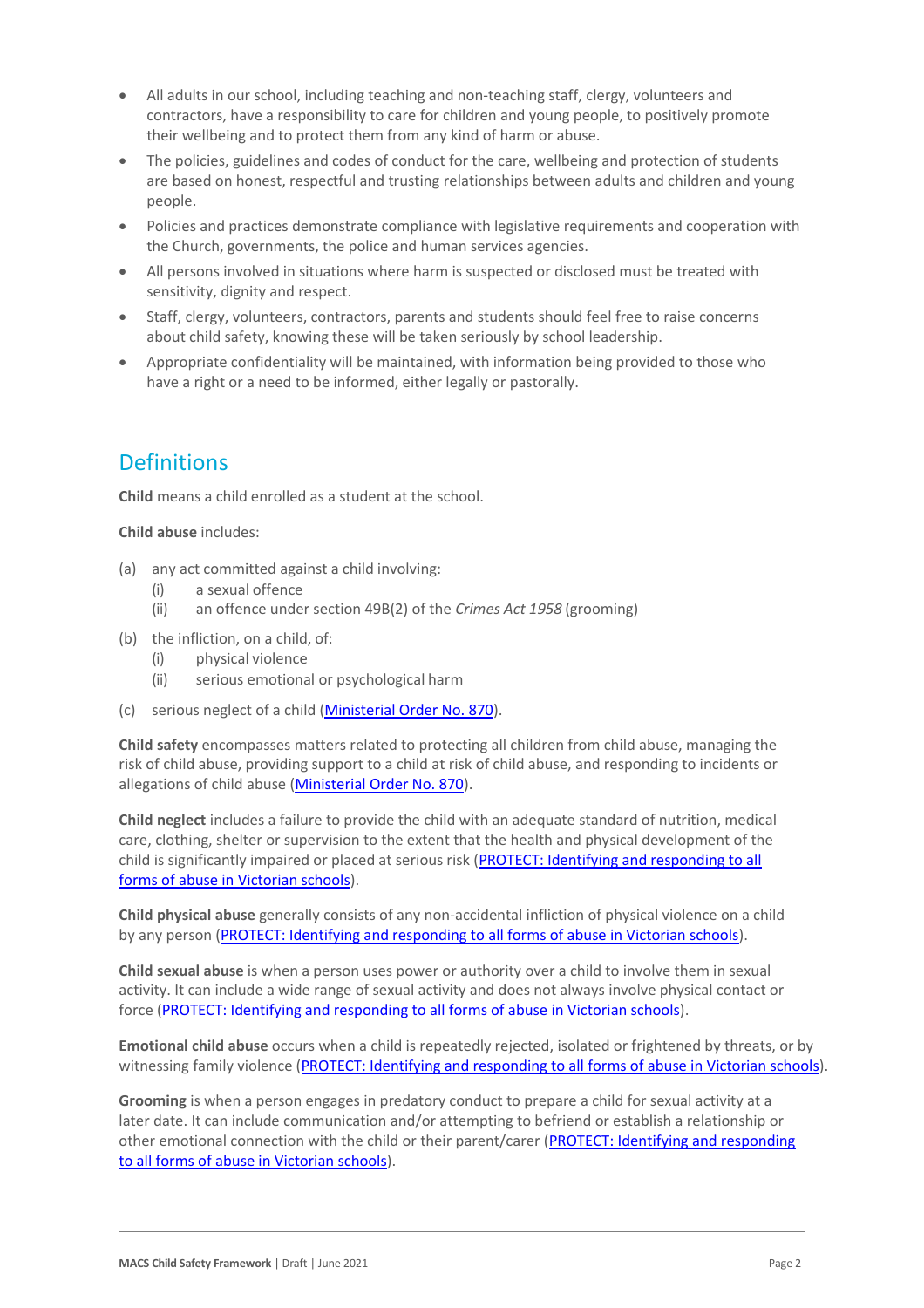- All adults in our school, including teaching and non-teaching staff, clergy, volunteers and contractors, have a responsibility to care for children and young people, to positively promote their wellbeing and to protect them from any kind of harm or abuse.
- The policies, guidelines and codes of conduct for the care, wellbeing and protection of students are based on honest, respectful and trusting relationships between adults and children and young people.
- Policies and practices demonstrate compliance with legislative requirements and cooperation with the Church, governments, the police and human services agencies.
- All persons involved in situations where harm is suspected or disclosed must be treated with sensitivity, dignity and respect.
- Staff, clergy, volunteers, contractors, parents and students should feel free to raise concerns about child safety, knowing these will be taken seriously by school leadership.
- Appropriate confidentiality will be maintained, with information being provided to those who have a right or a need to be informed, either legally or pastorally.

## Definitions

**Child** means a child enrolled as a student at the school.

**Child abuse** includes:

(a) any act committed against a child involving:
  (i) a sexual offence
  (ii) an offence under section 49B(2) of the *Crimes Act 1958* (grooming)

(b) the infliction, on a child, of:
  (i) physical violence
  (ii) serious emotional or psychological harm

(c) serious neglect of a child (Ministerial Order No. 870).

**Child safety** encompasses matters related to protecting all children from child abuse, managing the risk of child abuse, providing support to a child at risk of child abuse, and responding to incidents or allegations of child abuse (Ministerial Order No. 870).

**Child neglect** includes a failure to provide the child with an adequate standard of nutrition, medical care, clothing, shelter or supervision to the extent that the health and physical development of the child is significantly impaired or placed at serious risk (PROTECT: Identifying and responding to all forms of abuse in Victorian schools).

**Child physical abuse** generally consists of any non-accidental infliction of physical violence on a child by any person (PROTECT: Identifying and responding to all forms of abuse in Victorian schools).

**Child sexual abuse** is when a person uses power or authority over a child to involve them in sexual activity. It can include a wide range of sexual activity and does not always involve physical contact or force (PROTECT: Identifying and responding to all forms of abuse in Victorian schools).

**Emotional child abuse** occurs when a child is repeatedly rejected, isolated or frightened by threats, or by witnessing family violence (PROTECT: Identifying and responding to all forms of abuse in Victorian schools).

**Grooming** is when a person engages in predatory conduct to prepare a child for sexual activity at a later date. It can include communication and/or attempting to befriend or establish a relationship or other emotional connection with the child or their parent/carer (PROTECT: Identifying and responding to all forms of abuse in Victorian schools).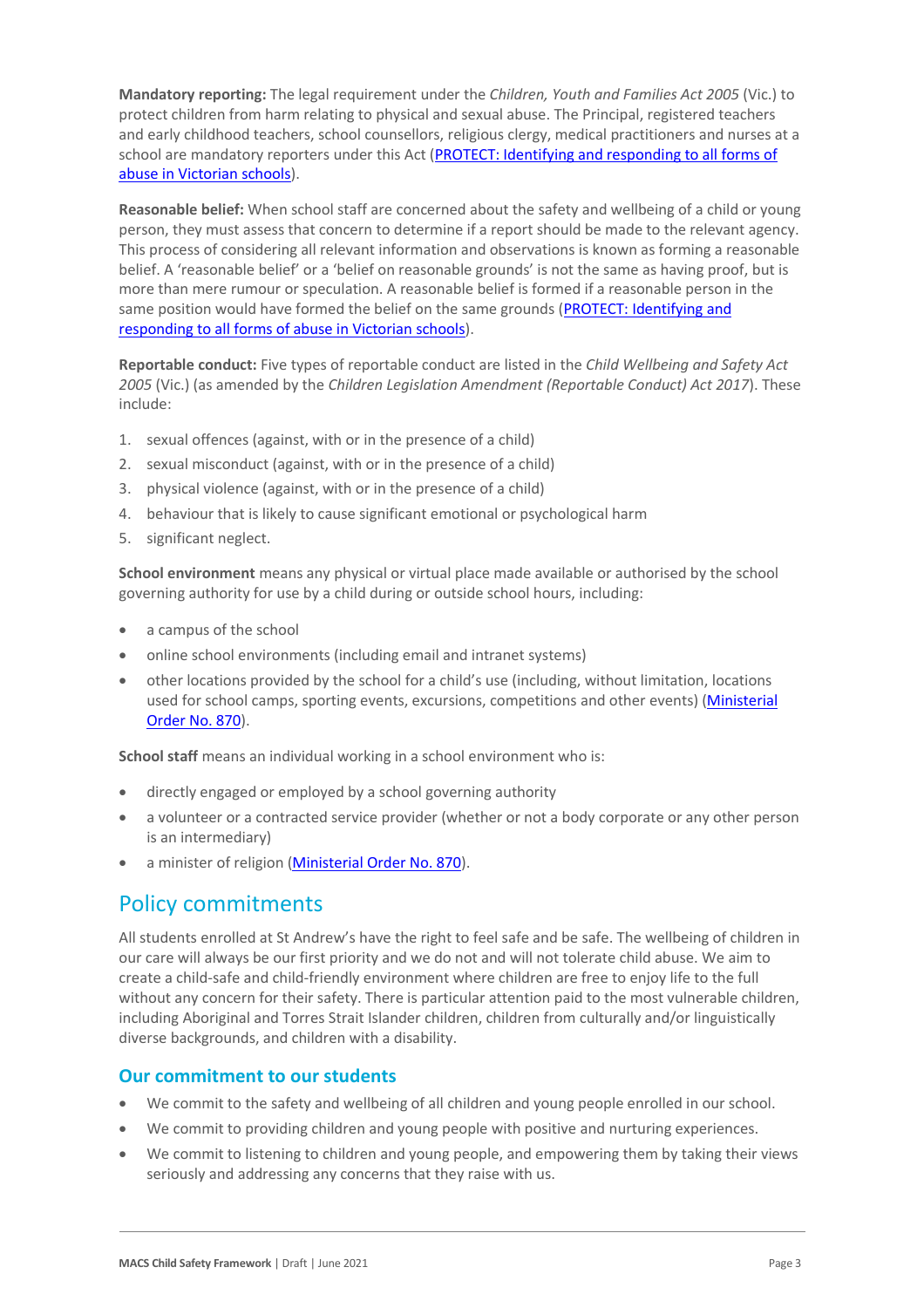**Mandatory reporting:** The legal requirement under the *Children, Youth and Families Act 2005* (Vic.) to protect children from harm relating to physical and sexual abuse. The Principal, registered teachers and early childhood teachers, school counsellors, religious clergy, medical practitioners and nurses at a school are mandatory reporters under this Act (PROTECT: Identifying and responding to all forms of abuse in Victorian schools).

**Reasonable belief:** When school staff are concerned about the safety and wellbeing of a child or young person, they must assess that concern to determine if a report should be made to the relevant agency. This process of considering all relevant information and observations is known as forming a reasonable belief. A 'reasonable belief' or a 'belief on reasonable grounds' is not the same as having proof, but is more than mere rumour or speculation. A reasonable belief is formed if a reasonable person in the same position would have formed the belief on the same grounds (PROTECT: Identifying and responding to all forms of abuse in Victorian schools).

**Reportable conduct:** Five types of reportable conduct are listed in the *Child Wellbeing and Safety Act 2005* (Vic.) (as amended by the *Children Legislation Amendment (Reportable Conduct) Act 2017*). These include:

1. sexual offences (against, with or in the presence of a child)
2. sexual misconduct (against, with or in the presence of a child)
3. physical violence (against, with or in the presence of a child)
4. behaviour that is likely to cause significant emotional or psychological harm
5. significant neglect.

**School environment** means any physical or virtual place made available or authorised by the school governing authority for use by a child during or outside school hours, including:

- a campus of the school
- online school environments (including email and intranet systems)
- other locations provided by the school for a child's use (including, without limitation, locations used for school camps, sporting events, excursions, competitions and other events) (Ministerial Order No. 870).

**School staff** means an individual working in a school environment who is:

- directly engaged or employed by a school governing authority
- a volunteer or a contracted service provider (whether or not a body corporate or any other person is an intermediary)
- a minister of religion (Ministerial Order No. 870).

## Policy commitments

All students enrolled at St Andrew's have the right to feel safe and be safe. The wellbeing of children in our care will always be our first priority and we do not and will not tolerate child abuse. We aim to create a child-safe and child-friendly environment where children are free to enjoy life to the full without any concern for their safety. There is particular attention paid to the most vulnerable children, including Aboriginal and Torres Strait Islander children, children from culturally and/or linguistically diverse backgrounds, and children with a disability.

### Our commitment to our students

- We commit to the safety and wellbeing of all children and young people enrolled in our school.
- We commit to providing children and young people with positive and nurturing experiences.
- We commit to listening to children and young people, and empowering them by taking their views seriously and addressing any concerns that they raise with us.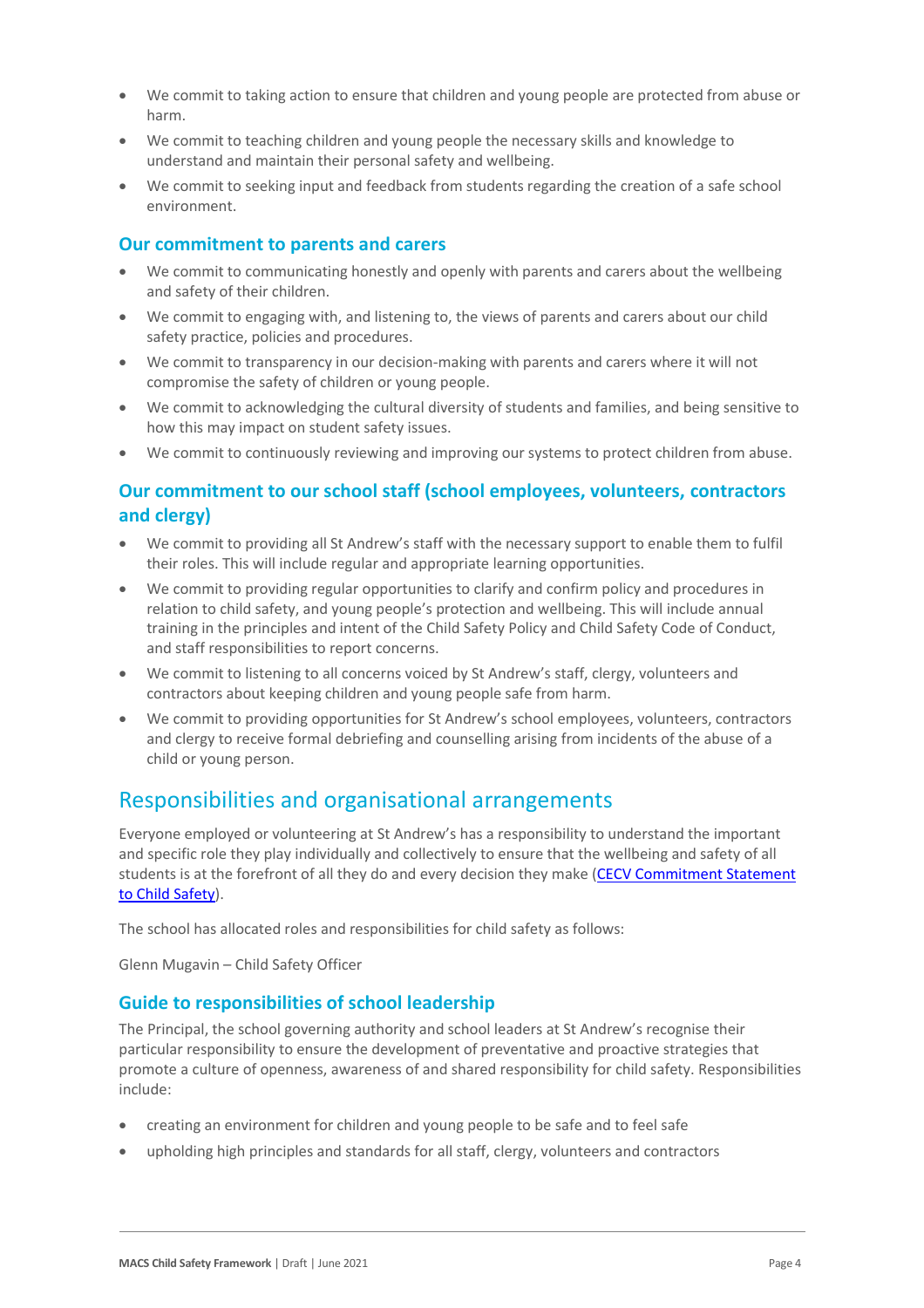- We commit to taking action to ensure that children and young people are protected from abuse or harm.
- We commit to teaching children and young people the necessary skills and knowledge to understand and maintain their personal safety and wellbeing.
- We commit to seeking input and feedback from students regarding the creation of a safe school environment.

### Our commitment to parents and carers

- We commit to communicating honestly and openly with parents and carers about the wellbeing and safety of their children.
- We commit to engaging with, and listening to, the views of parents and carers about our child safety practice, policies and procedures.
- We commit to transparency in our decision-making with parents and carers where it will not compromise the safety of children or young people.
- We commit to acknowledging the cultural diversity of students and families, and being sensitive to how this may impact on student safety issues.
- We commit to continuously reviewing and improving our systems to protect children from abuse.

### Our commitment to our school staff (school employees, volunteers, contractors and clergy)

- We commit to providing all St Andrew's staff with the necessary support to enable them to fulfil their roles. This will include regular and appropriate learning opportunities.
- We commit to providing regular opportunities to clarify and confirm policy and procedures in relation to child safety, and young people's protection and wellbeing. This will include annual training in the principles and intent of the Child Safety Policy and Child Safety Code of Conduct, and staff responsibilities to report concerns.
- We commit to listening to all concerns voiced by St Andrew's staff, clergy, volunteers and contractors about keeping children and young people safe from harm.
- We commit to providing opportunities for St Andrew's school employees, volunteers, contractors and clergy to receive formal debriefing and counselling arising from incidents of the abuse of a child or young person.

## Responsibilities and organisational arrangements

Everyone employed or volunteering at St Andrew's has a responsibility to understand the important and specific role they play individually and collectively to ensure that the wellbeing and safety of all students is at the forefront of all they do and every decision they make (CECV Commitment Statement to Child Safety).

The school has allocated roles and responsibilities for child safety as follows:

Glenn Mugavin – Child Safety Officer

### Guide to responsibilities of school leadership

The Principal, the school governing authority and school leaders at St Andrew's recognise their particular responsibility to ensure the development of preventative and proactive strategies that promote a culture of openness, awareness of and shared responsibility for child safety. Responsibilities include:

- creating an environment for children and young people to be safe and to feel safe
- upholding high principles and standards for all staff, clergy, volunteers and contractors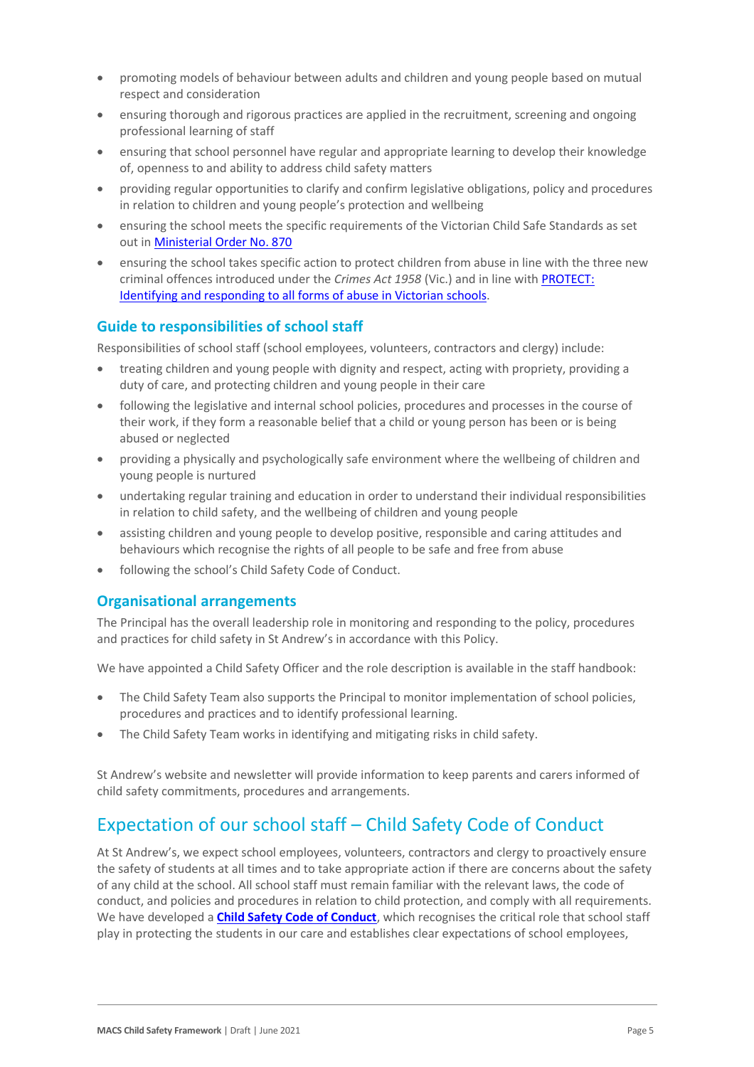- promoting models of behaviour between adults and children and young people based on mutual respect and consideration
- ensuring thorough and rigorous practices are applied in the recruitment, screening and ongoing professional learning of staff
- ensuring that school personnel have regular and appropriate learning to develop their knowledge of, openness to and ability to address child safety matters
- providing regular opportunities to clarify and confirm legislative obligations, policy and procedures in relation to children and young people's protection and wellbeing
- ensuring the school meets the specific requirements of the Victorian Child Safe Standards as set out in [Ministerial Order No. 870]
- ensuring the school takes specific action to protect children from abuse in line with the three new criminal offences introduced under the *Crimes Act 1958* (Vic.) and in line with [PROTECT: Identifying and responding to all forms of abuse in Victorian schools].

### Guide to responsibilities of school staff

Responsibilities of school staff (school employees, volunteers, contractors and clergy) include:

- treating children and young people with dignity and respect, acting with propriety, providing a duty of care, and protecting children and young people in their care
- following the legislative and internal school policies, procedures and processes in the course of their work, if they form a reasonable belief that a child or young person has been or is being abused or neglected
- providing a physically and psychologically safe environment where the wellbeing of children and young people is nurtured
- undertaking regular training and education in order to understand their individual responsibilities in relation to child safety, and the wellbeing of children and young people
- assisting children and young people to develop positive, responsible and caring attitudes and behaviours which recognise the rights of all people to be safe and free from abuse
- following the school's Child Safety Code of Conduct.

### Organisational arrangements

The Principal has the overall leadership role in monitoring and responding to the policy, procedures and practices for child safety in St Andrew's in accordance with this Policy.

We have appointed a Child Safety Officer and the role description is available in the staff handbook:

- The Child Safety Team also supports the Principal to monitor implementation of school policies, procedures and practices and to identify professional learning.
- The Child Safety Team works in identifying and mitigating risks in child safety.

St Andrew's website and newsletter will provide information to keep parents and carers informed of child safety commitments, procedures and arrangements.

## Expectation of our school staff – Child Safety Code of Conduct

At St Andrew's, we expect school employees, volunteers, contractors and clergy to proactively ensure the safety of students at all times and to take appropriate action if there are concerns about the safety of any child at the school. All school staff must remain familiar with the relevant laws, the code of conduct, and policies and procedures in relation to child protection, and comply with all requirements. We have developed a **Child Safety Code of Conduct**, which recognises the critical role that school staff play in protecting the students in our care and establishes clear expectations of school employees,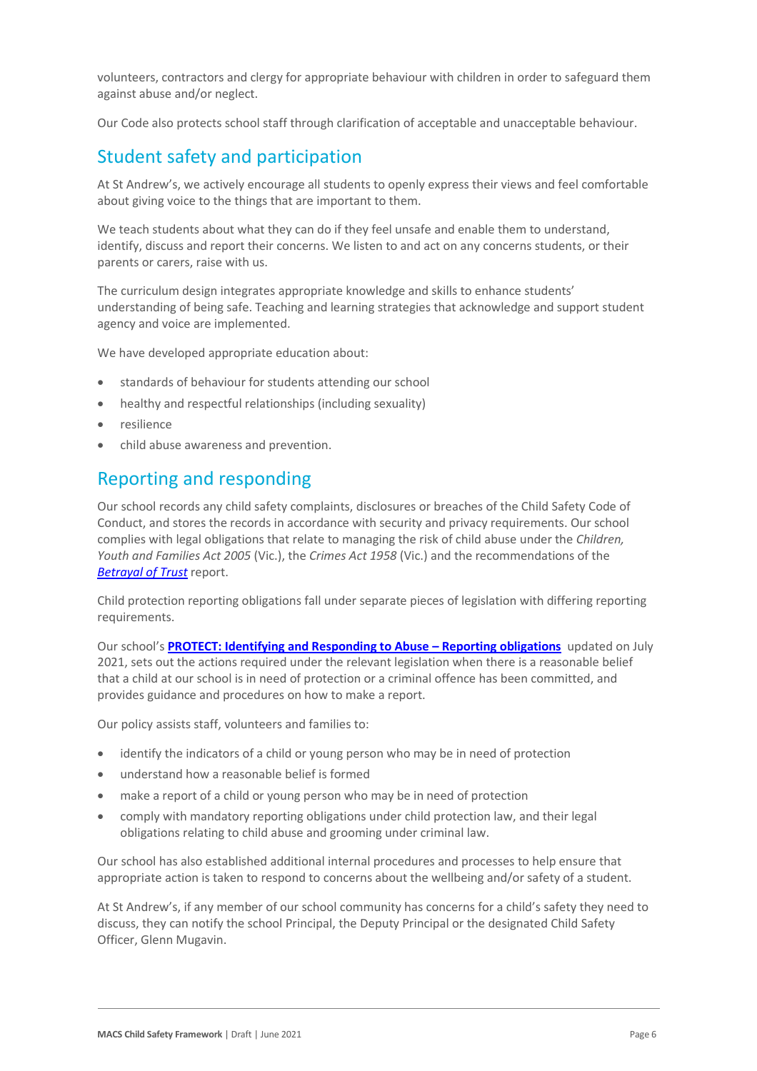volunteers, contractors and clergy for appropriate behaviour with children in order to safeguard them against abuse and/or neglect.

Our Code also protects school staff through clarification of acceptable and unacceptable behaviour.

## Student safety and participation

At St Andrew's, we actively encourage all students to openly express their views and feel comfortable about giving voice to the things that are important to them.

We teach students about what they can do if they feel unsafe and enable them to understand, identify, discuss and report their concerns. We listen to and act on any concerns students, or their parents or carers, raise with us.

The curriculum design integrates appropriate knowledge and skills to enhance students' understanding of being safe. Teaching and learning strategies that acknowledge and support student agency and voice are implemented.

We have developed appropriate education about:

- standards of behaviour for students attending our school
- healthy and respectful relationships (including sexuality)
- resilience
- child abuse awareness and prevention.

## Reporting and responding

Our school records any child safety complaints, disclosures or breaches of the Child Safety Code of Conduct, and stores the records in accordance with security and privacy requirements. Our school complies with legal obligations that relate to managing the risk of child abuse under the *Children, Youth and Families Act 2005* (Vic.), the *Crimes Act 1958* (Vic.) and the recommendations of the *Betrayal of Trust* report.

Child protection reporting obligations fall under separate pieces of legislation with differing reporting requirements.

Our school's **PROTECT: Identifying and Responding to Abuse – Reporting obligations** updated on July 2021, sets out the actions required under the relevant legislation when there is a reasonable belief that a child at our school is in need of protection or a criminal offence has been committed, and provides guidance and procedures on how to make a report.

Our policy assists staff, volunteers and families to:

- identify the indicators of a child or young person who may be in need of protection
- understand how a reasonable belief is formed
- make a report of a child or young person who may be in need of protection
- comply with mandatory reporting obligations under child protection law, and their legal obligations relating to child abuse and grooming under criminal law.

Our school has also established additional internal procedures and processes to help ensure that appropriate action is taken to respond to concerns about the wellbeing and/or safety of a student.

At St Andrew's, if any member of our school community has concerns for a child's safety they need to discuss, they can notify the school Principal, the Deputy Principal or the designated Child Safety Officer, Glenn Mugavin.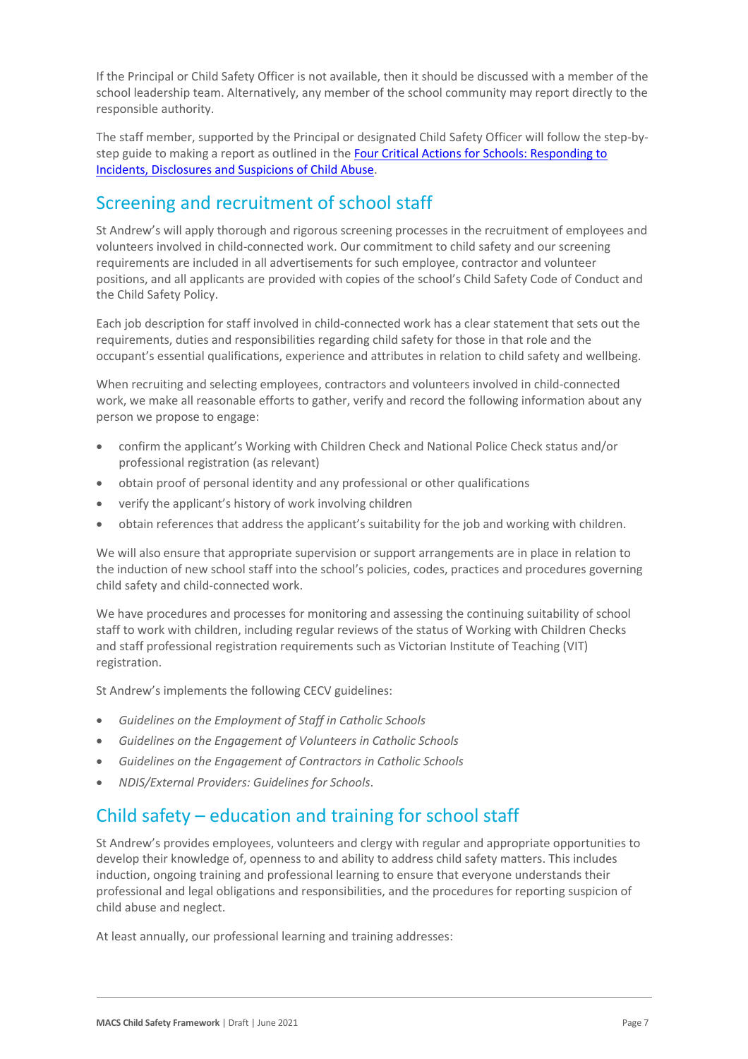If the Principal or Child Safety Officer is not available, then it should be discussed with a member of the school leadership team. Alternatively, any member of the school community may report directly to the responsible authority.

The staff member, supported by the Principal or designated Child Safety Officer will follow the step-by-step guide to making a report as outlined in the [Four Critical Actions for Schools: Responding to Incidents, Disclosures and Suspicions of Child Abuse]().

## Screening and recruitment of school staff

St Andrew's will apply thorough and rigorous screening processes in the recruitment of employees and volunteers involved in child-connected work. Our commitment to child safety and our screening requirements are included in all advertisements for such employee, contractor and volunteer positions, and all applicants are provided with copies of the school's Child Safety Code of Conduct and the Child Safety Policy.

Each job description for staff involved in child-connected work has a clear statement that sets out the requirements, duties and responsibilities regarding child safety for those in that role and the occupant's essential qualifications, experience and attributes in relation to child safety and wellbeing.

When recruiting and selecting employees, contractors and volunteers involved in child-connected work, we make all reasonable efforts to gather, verify and record the following information about any person we propose to engage:

- confirm the applicant's Working with Children Check and National Police Check status and/or professional registration (as relevant)
- obtain proof of personal identity and any professional or other qualifications
- verify the applicant's history of work involving children
- obtain references that address the applicant's suitability for the job and working with children.

We will also ensure that appropriate supervision or support arrangements are in place in relation to the induction of new school staff into the school's policies, codes, practices and procedures governing child safety and child-connected work.

We have procedures and processes for monitoring and assessing the continuing suitability of school staff to work with children, including regular reviews of the status of Working with Children Checks and staff professional registration requirements such as Victorian Institute of Teaching (VIT) registration.

St Andrew's implements the following CECV guidelines:

- *Guidelines on the Employment of Staff in Catholic Schools*
- *Guidelines on the Engagement of Volunteers in Catholic Schools*
- *Guidelines on the Engagement of Contractors in Catholic Schools*
- *NDIS/External Providers: Guidelines for Schools*.

## Child safety – education and training for school staff

St Andrew's provides employees, volunteers and clergy with regular and appropriate opportunities to develop their knowledge of, openness to and ability to address child safety matters. This includes induction, ongoing training and professional learning to ensure that everyone understands their professional and legal obligations and responsibilities, and the procedures for reporting suspicion of child abuse and neglect.

At least annually, our professional learning and training addresses: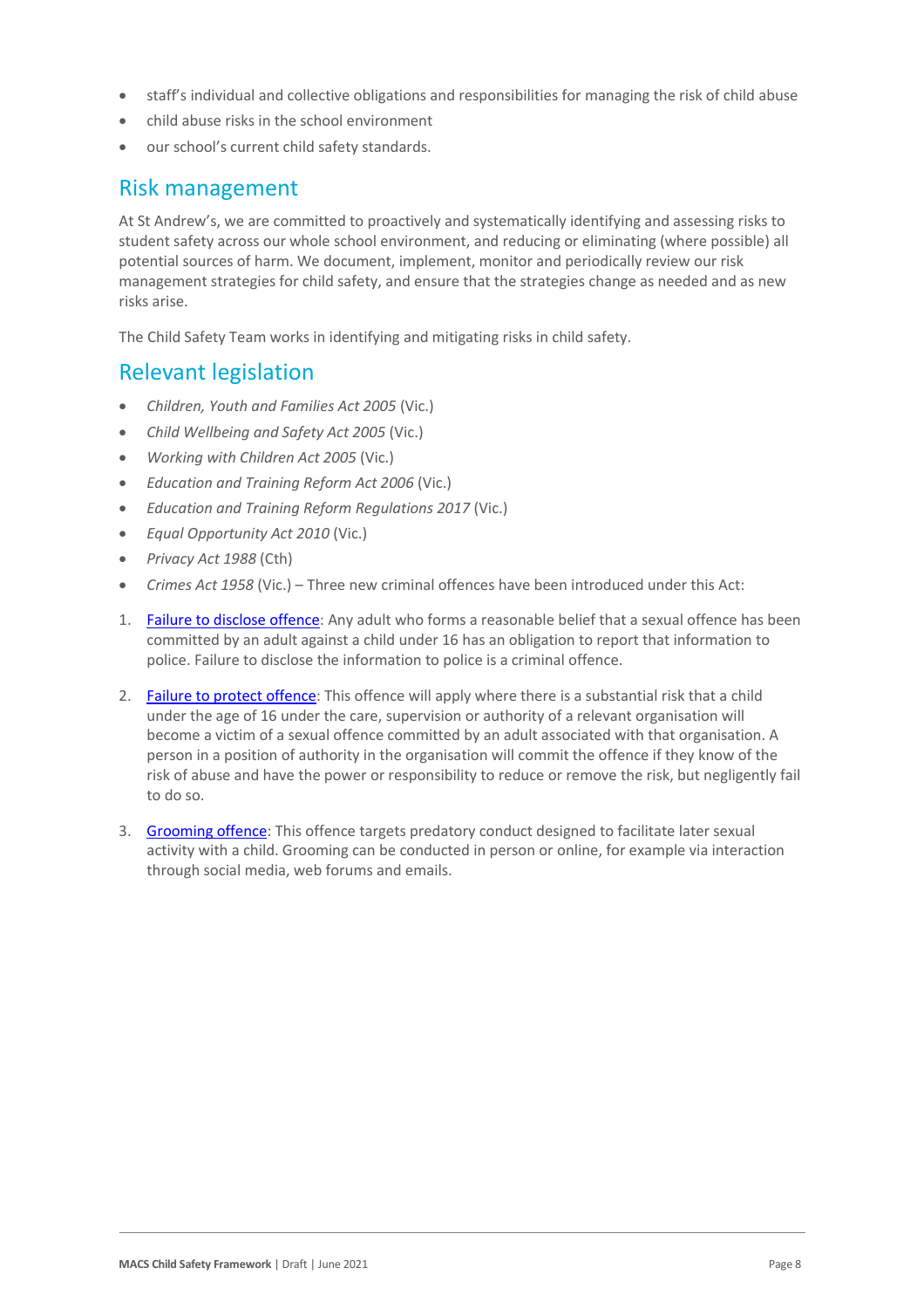- staff's individual and collective obligations and responsibilities for managing the risk of child abuse
- child abuse risks in the school environment
- our school's current child safety standards.

## Risk management

At St Andrew's, we are committed to proactively and systematically identifying and assessing risks to student safety across our whole school environment, and reducing or eliminating (where possible) all potential sources of harm. We document, implement, monitor and periodically review our risk management strategies for child safety, and ensure that the strategies change as needed and as new risks arise.

The Child Safety Team works in identifying and mitigating risks in child safety.

## Relevant legislation

- *Children, Youth and Families Act 2005* (Vic.)
- *Child Wellbeing and Safety Act 2005* (Vic.)
- *Working with Children Act 2005* (Vic.)
- *Education and Training Reform Act 2006* (Vic.)
- *Education and Training Reform Regulations 2017* (Vic.)
- *Equal Opportunity Act 2010* (Vic.)
- *Privacy Act 1988* (Cth)
- *Crimes Act 1958* (Vic.) – Three new criminal offences have been introduced under this Act:

1. Failure to disclose offence: Any adult who forms a reasonable belief that a sexual offence has been committed by an adult against a child under 16 has an obligation to report that information to police. Failure to disclose the information to police is a criminal offence.

2. Failure to protect offence: This offence will apply where there is a substantial risk that a child under the age of 16 under the care, supervision or authority of a relevant organisation will become a victim of a sexual offence committed by an adult associated with that organisation. A person in a position of authority in the organisation will commit the offence if they know of the risk of abuse and have the power or responsibility to reduce or remove the risk, but negligently fail to do so.

3. Grooming offence: This offence targets predatory conduct designed to facilitate later sexual activity with a child. Grooming can be conducted in person or online, for example via interaction through social media, web forums and emails.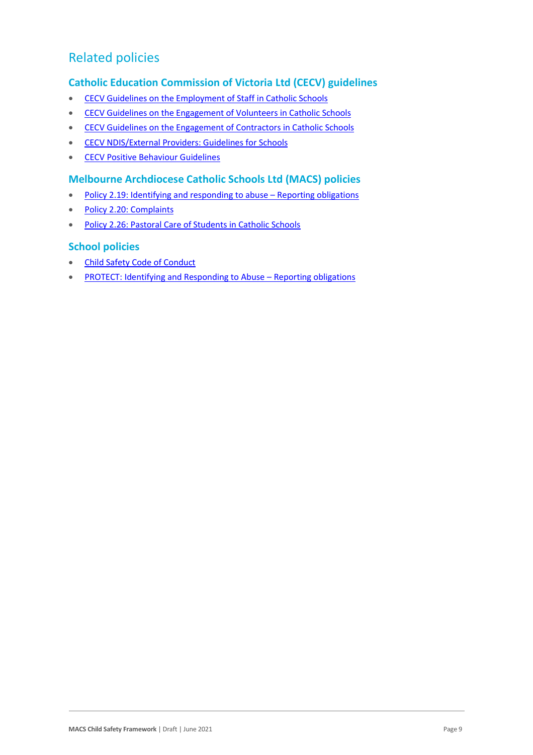## Related policies

### Catholic Education Commission of Victoria Ltd (CECV) guidelines

- CECV Guidelines on the Employment of Staff in Catholic Schools
- CECV Guidelines on the Engagement of Volunteers in Catholic Schools
- CECV Guidelines on the Engagement of Contractors in Catholic Schools
- CECV NDIS/External Providers: Guidelines for Schools
- CECV Positive Behaviour Guidelines

### Melbourne Archdiocese Catholic Schools Ltd (MACS) policies

- Policy 2.19: Identifying and responding to abuse – Reporting obligations
- Policy 2.20: Complaints
- Policy 2.26: Pastoral Care of Students in Catholic Schools

### School policies

- Child Safety Code of Conduct
- PROTECT: Identifying and Responding to Abuse – Reporting obligations